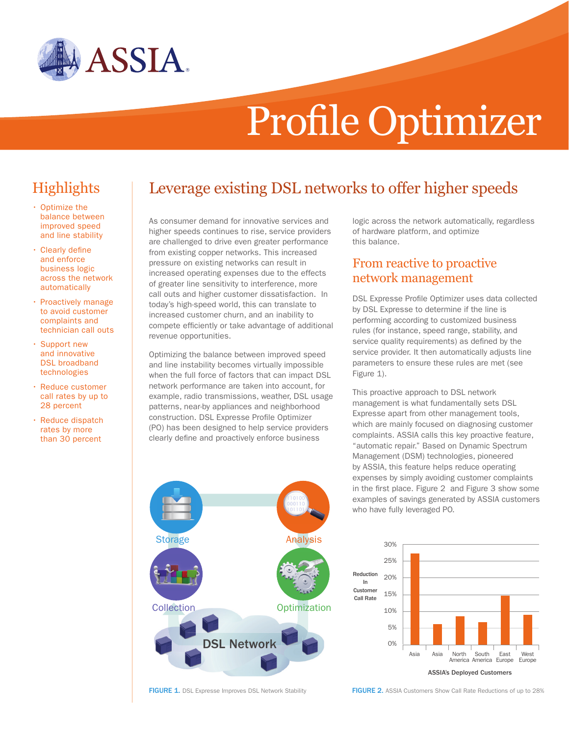# Profile Optimizer

## Highlights

- Optimize the balance between improved speed and line stability
- Clearly define and enforce business logic across the network automatically
- Proactively manage to avoid customer complaints and technician call outs
- Support new and innovative DSL broadband technologies
- Reduce customer call rates by up to 28 percent
- Reduce dispatch rates by more than 30 percent

## Leverage existing DSL networks to offer higher speeds

As consumer demand for innovative services and higher speeds continues to rise, service providers are challenged to drive even greater performance from existing copper networks. This increased pressure on existing networks can result in increased operating expenses due to the effects of greater line sensitivity to interference, more call outs and higher customer dissatisfaction. In today's high-speed world, this can translate to increased customer churn, and an inability to compete efficiently or take advantage of additional revenue opportunities.

Optimizing the balance between improved speed and line instability becomes virtually impossible when the full force of factors that can impact DSL network performance are taken into account, for example, radio transmissions, weather, DSL usage patterns, near-by appliances and neighborhood construction. DSL Expresse Profile Optimizer (PO) has been designed to help service providers clearly define and proactively enforce business logic across the network automatically, regardless of hardware platform, and optimize this balance.

FIGURE 1. DSL Expresse Improves DSL Network Stability

### From reactive to proactive network management

DSL Expresse Profile Optimizer uses data collected by DSL Expresse to determine if the line is performing according to customized business rules (for instance, speed range, stability, and service quality requirements) as defined by the service provider. It then automatically adjusts line parameters to ensure these rules are met (see Figure 1).

This proactive approach to DSL network management is what fundamentally sets DSL Expresse apart from other management tools, which are mainly focused on diagnosing customer complaints. ASSIA calls this key proactive feature, "automatic repair." Based on Dynamic Spectrum Management (DSM) technologies, pioneered by ASSIA, this feature helps reduce operating expenses by simply avoiding customer complaints in the first place. Figure 2 and Figure 3 show some examples of savings generated by ASSIA customers who have fully leveraged PO.

FIGURE 2. ASSIA Customers Show Call Rate Reductions of up to 28%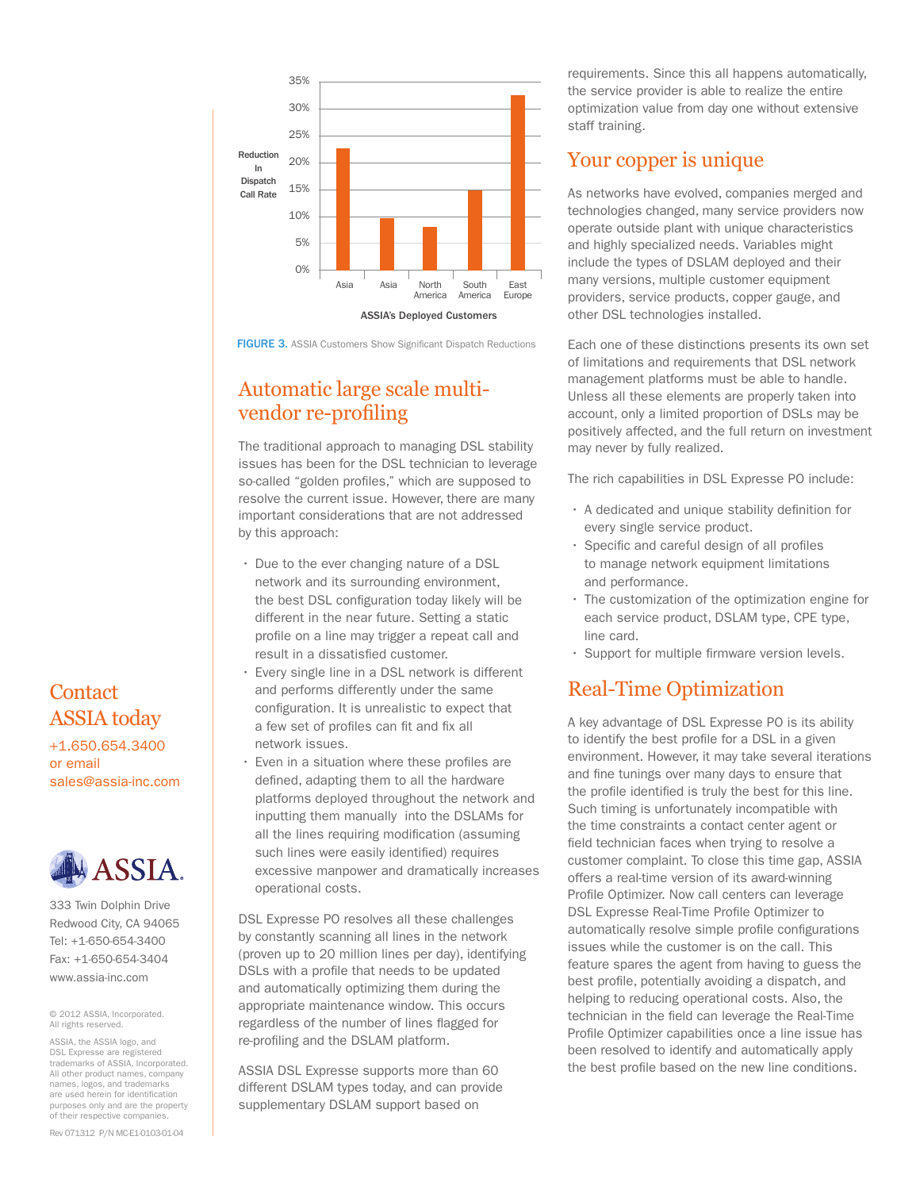35%
30%
25%
20%
15%
10%
5%
0%

Reduction In Dispatch Call Rate

Asia
Asia
North America
South America
East Europe

ASSIA's Deployed Customers

**FIGURE 3.** ASSIA Customers Show Significant Dispatch Reductions

## Automatic large scale multi-vendor re-profiling

The traditional approach to managing DSL stability issues has been for the DSL technician to leverage so-called "golden profiles," which are supposed to resolve the current issue. However, there are many important considerations that are not addressed by this approach:

- Due to the ever changing nature of a DSL network and its surrounding environment, the best DSL configuration today likely will be different in the near future. Setting a static profile on a line may trigger a repeat call and result in a dissatisfied customer.
- Every single line in a DSL network is different and performs differently under the same configuration. It is unrealistic to expect that a few set of profiles can fit and fix all network issues.
- Even in a situation where these profiles are defined, adapting them to all the hardware platforms deployed throughout the network and inputting them manually into the DSLAMs for all the lines requiring modification (assuming such lines were easily identified) requires excessive manpower and dramatically increases operational costs.

DSL Expresse PO resolves all these challenges by constantly scanning all lines in the network (proven up to 20 million lines per day), identifying DSLs with a profile that needs to be updated and automatically optimizing them during the appropriate maintenance window. This occurs regardless of the number of lines flagged for re-profiling and the DSLAM platform.

ASSIA DSL Expresse supports more than 60 different DSLAM types today, and can provide supplementary DSLAM support based on requirements. Since this all happens automatically, the service provider is able to realize the entire optimization value from day one without extensive staff training.

## Your copper is unique

As networks have evolved, companies merged and technologies changed, many service providers now operate outside plant with unique characteristics and highly specialized needs. Variables might include the types of DSLAM deployed and their many versions, multiple customer equipment providers, service products, copper gauge, and other DSL technologies installed.

Each one of these distinctions presents its own set of limitations and requirements that DSL network management platforms must be able to handle. Unless all these elements are properly taken into account, only a limited proportion of DSLs may be positively affected, and the full return on investment may never by fully realized.

The rich capabilities in DSL Expresse PO include:

- A dedicated and unique stability definition for every single service product.
- Specific and careful design of all profiles to manage network equipment limitations and performance.
- The customization of the optimization engine for each service product, DSLAM type, CPE type, line card.
- Support for multiple firmware version levels.

## Real-Time Optimization

A key advantage of DSL Expresse PO is its ability to identify the best profile for a DSL in a given environment. However, it may take several iterations and fine tunings over many days to ensure that the profile identified is truly the best for this line. Such timing is unfortunately incompatible with the time constraints a contact center agent or field technician faces when trying to resolve a customer complaint. To close this time gap, ASSIA offers a real-time version of its award-winning Profile Optimizer. Now call centers can leverage DSL Expresse Real-Time Profile Optimizer to automatically resolve simple profile configurations issues while the customer is on the call. This feature spares the agent from having to guess the best profile, potentially avoiding a dispatch, and helping to reducing operational costs. Also, the technician in the field can leverage the Real-Time Profile Optimizer capabilities once a line issue has been resolved to identify and automatically apply the best profile based on the new line conditions.

## Contact ASSIA today

+1.650.654.3400
or email
sales@assia-inc.com

ASSIA.

333 Twin Dolphin Drive
Redwood City, CA 94065
Tel: +1-650-654-3400
Fax: +1-650-654-3404
www.assia-inc.com

© 2012 ASSIA, Incorporated. All rights reserved.

ASSIA, the ASSIA logo, and DSL Expresse are registered trademarks of ASSIA, Incorporated. All other product names, company names, logos, and trademarks are used herein for identification purposes only and are the property of their respective companies.

Rev 071312 P/N MC-E1-0103-01-04